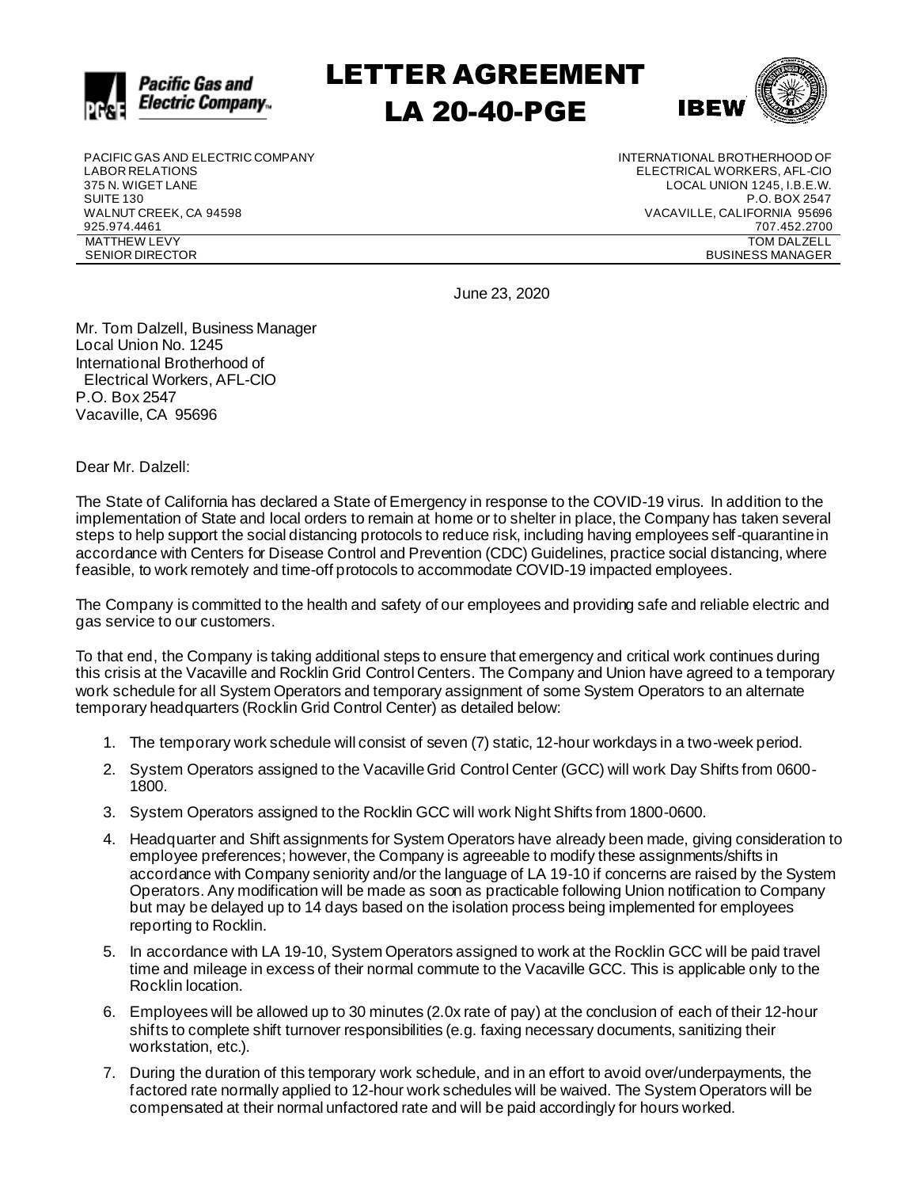# LETTER AGREEMENT
# LA 20-40-PGE

PACIFIC GAS AND ELECTRIC COMPANY
LABOR RELATIONS
375 N. WIGET LANE
SUITE 130
WALNUT CREEK, CA 94598
925.974.4461
MATTHEW LEVY
SENIOR DIRECTOR

INTERNATIONAL BROTHERHOOD OF
ELECTRICAL WORKERS, AFL-CIO
LOCAL UNION 1245, I.B.E.W.
P.O. BOX 2547
VACAVILLE, CALIFORNIA 95696
707.452.2700
TOM DALZELL
BUSINESS MANAGER

June 23, 2020

Mr. Tom Dalzell, Business Manager
Local Union No. 1245
International Brotherhood of
Electrical Workers, AFL-CIO
P.O. Box 2547
Vacaville, CA 95696

Dear Mr. Dalzell:

The State of California has declared a State of Emergency in response to the COVID-19 virus. In addition to the implementation of State and local orders to remain at home or to shelter in place, the Company has taken several steps to help support the social distancing protocols to reduce risk, including having employees self-quarantine in accordance with Centers for Disease Control and Prevention (CDC) Guidelines, practice social distancing, where feasible, to work remotely and time-off protocols to accommodate COVID-19 impacted employees.

The Company is committed to the health and safety of our employees and providing safe and reliable electric and gas service to our customers.

To that end, the Company is taking additional steps to ensure that emergency and critical work continues during this crisis at the Vacaville and Rocklin Grid Control Centers. The Company and Union have agreed to a temporary work schedule for all System Operators and temporary assignment of some System Operators to an alternate temporary headquarters (Rocklin Grid Control Center) as detailed below:

1. The temporary work schedule will consist of seven (7) static, 12-hour workdays in a two-week period.
2. System Operators assigned to the Vacaville Grid Control Center (GCC) will work Day Shifts from 0600-1800.
3. System Operators assigned to the Rocklin GCC will work Night Shifts from 1800-0600.
4. Headquarter and Shift assignments for System Operators have already been made, giving consideration to employee preferences; however, the Company is agreeable to modify these assignments/shifts in accordance with Company seniority and/or the language of LA 19-10 if concerns are raised by the System Operators. Any modification will be made as soon as practicable following Union notification to Company but may be delayed up to 14 days based on the isolation process being implemented for employees reporting to Rocklin.
5. In accordance with LA 19-10, System Operators assigned to work at the Rocklin GCC will be paid travel time and mileage in excess of their normal commute to the Vacaville GCC. This is applicable only to the Rocklin location.
6. Employees will be allowed up to 30 minutes (2.0x rate of pay) at the conclusion of each of their 12-hour shifts to complete shift turnover responsibilities (e.g. faxing necessary documents, sanitizing their workstation, etc.).
7. During the duration of this temporary work schedule, and in an effort to avoid over/underpayments, the factored rate normally applied to 12-hour work schedules will be waived. The System Operators will be compensated at their normal unfactored rate and will be paid accordingly for hours worked.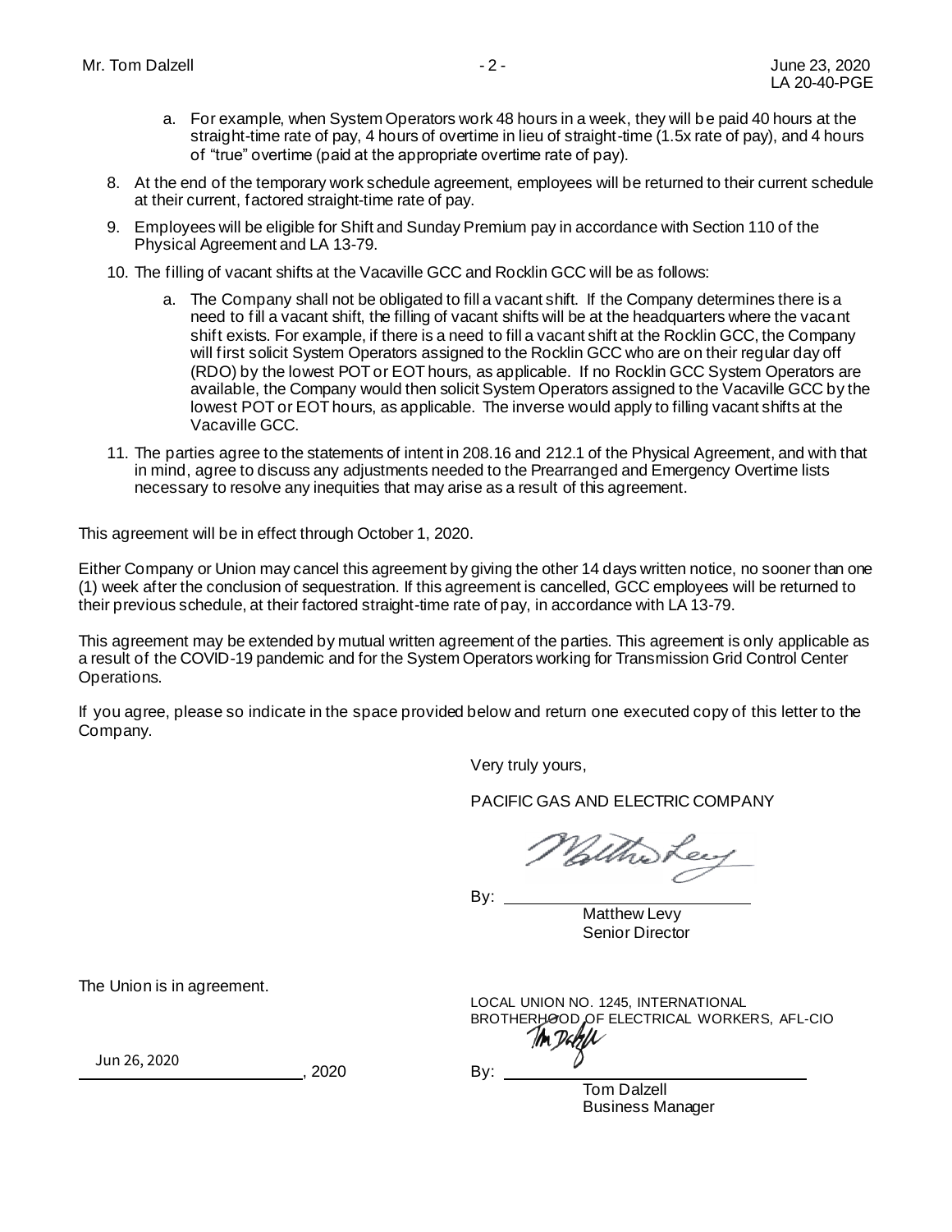a. For example, when System Operators work 48 hours in a week, they will be paid 40 hours at the straight-time rate of pay, 4 hours of overtime in lieu of straight-time (1.5x rate of pay), and 4 hours of "true" overtime (paid at the appropriate overtime rate of pay).

8. At the end of the temporary work schedule agreement, employees will be returned to their current schedule at their current, factored straight-time rate of pay.

9. Employees will be eligible for Shift and Sunday Premium pay in accordance with Section 110 of the Physical Agreement and LA 13-79.

10. The filling of vacant shifts at the Vacaville GCC and Rocklin GCC will be as follows:

    a. The Company shall not be obligated to fill a vacant shift. If the Company determines there is a need to fill a vacant shift, the filling of vacant shifts will be at the headquarters where the vacant shift exists. For example, if there is a need to fill a vacant shift at the Rocklin GCC, the Company will first solicit System Operators assigned to the Rocklin GCC who are on their regular day off (RDO) by the lowest POT or EOT hours, as applicable. If no Rocklin GCC System Operators are available, the Company would then solicit System Operators assigned to the Vacaville GCC by the lowest POT or EOT hours, as applicable. The inverse would apply to filling vacant shifts at the Vacaville GCC.

11. The parties agree to the statements of intent in 208.16 and 212.1 of the Physical Agreement, and with that in mind, agree to discuss any adjustments needed to the Prearranged and Emergency Overtime lists necessary to resolve any inequities that may arise as a result of this agreement.

This agreement will be in effect through October 1, 2020.

Either Company or Union may cancel this agreement by giving the other 14 days written notice, no sooner than one (1) week after the conclusion of sequestration. If this agreement is cancelled, GCC employees will be returned to their previous schedule, at their factored straight-time rate of pay, in accordance with LA 13-79.

This agreement may be extended by mutual written agreement of the parties. This agreement is only applicable as a result of the COVID-19 pandemic and for the System Operators working for Transmission Grid Control Center Operations.

If you agree, please so indicate in the space provided below and return one executed copy of this letter to the Company.

Very truly yours,

PACIFIC GAS AND ELECTRIC COMPANY

By: Matthew Levy

Matthew Levy
Senior Director

The Union is in agreement.

LOCAL UNION NO. 1245, INTERNATIONAL BROTHERHOOD OF ELECTRICAL WORKERS, AFL-CIO

Jun 26, 2020, 2020

By: Tom Dalzell

Tom Dalzell
Business Manager